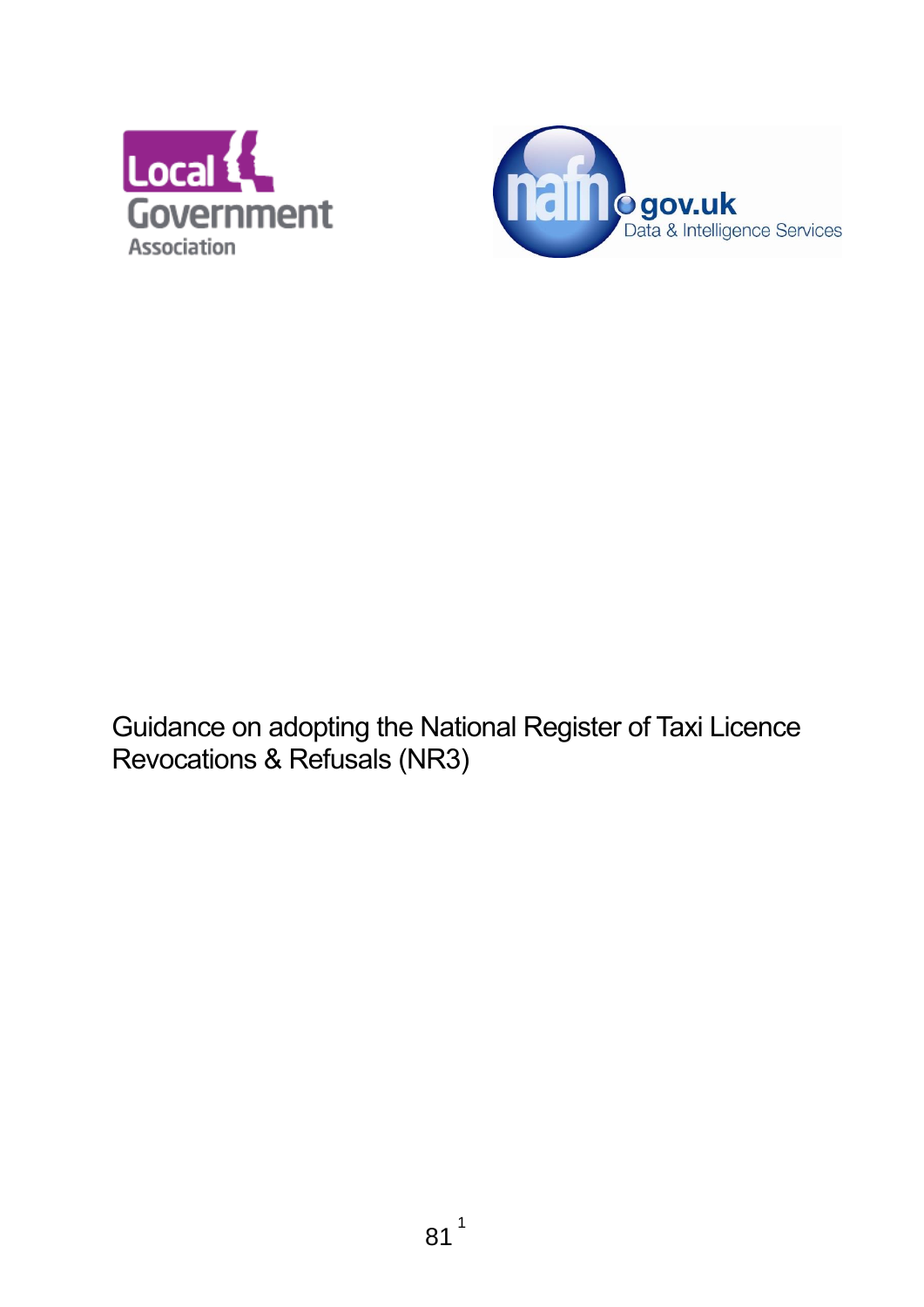# Guidance on adopting the National Register of Taxi Licence Revocations & Refusals (NR3)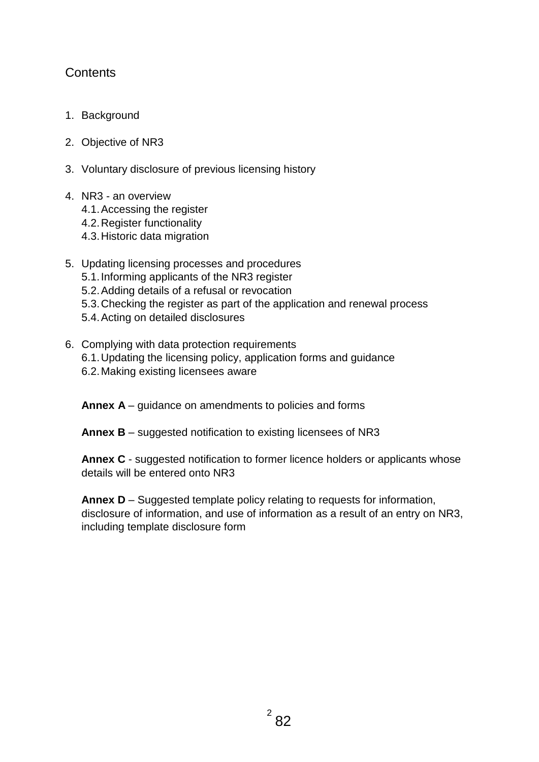## Contents

1. Background

2. Objective of NR3

3. Voluntary disclosure of previous licensing history

4. NR3 - an overview
   - 4.1. Accessing the register
   - 4.2. Register functionality
   - 4.3. Historic data migration

5. Updating licensing processes and procedures
   - 5.1. Informing applicants of the NR3 register
   - 5.2. Adding details of a refusal or revocation
   - 5.3. Checking the register as part of the application and renewal process
   - 5.4. Acting on detailed disclosures

6. Complying with data protection requirements
   - 6.1. Updating the licensing policy, application forms and guidance
   - 6.2. Making existing licensees aware

**Annex A** – guidance on amendments to policies and forms

**Annex B** – suggested notification to existing licensees of NR3

**Annex C** - suggested notification to former licence holders or applicants whose details will be entered onto NR3

**Annex D** – Suggested template policy relating to requests for information, disclosure of information, and use of information as a result of an entry on NR3, including template disclosure form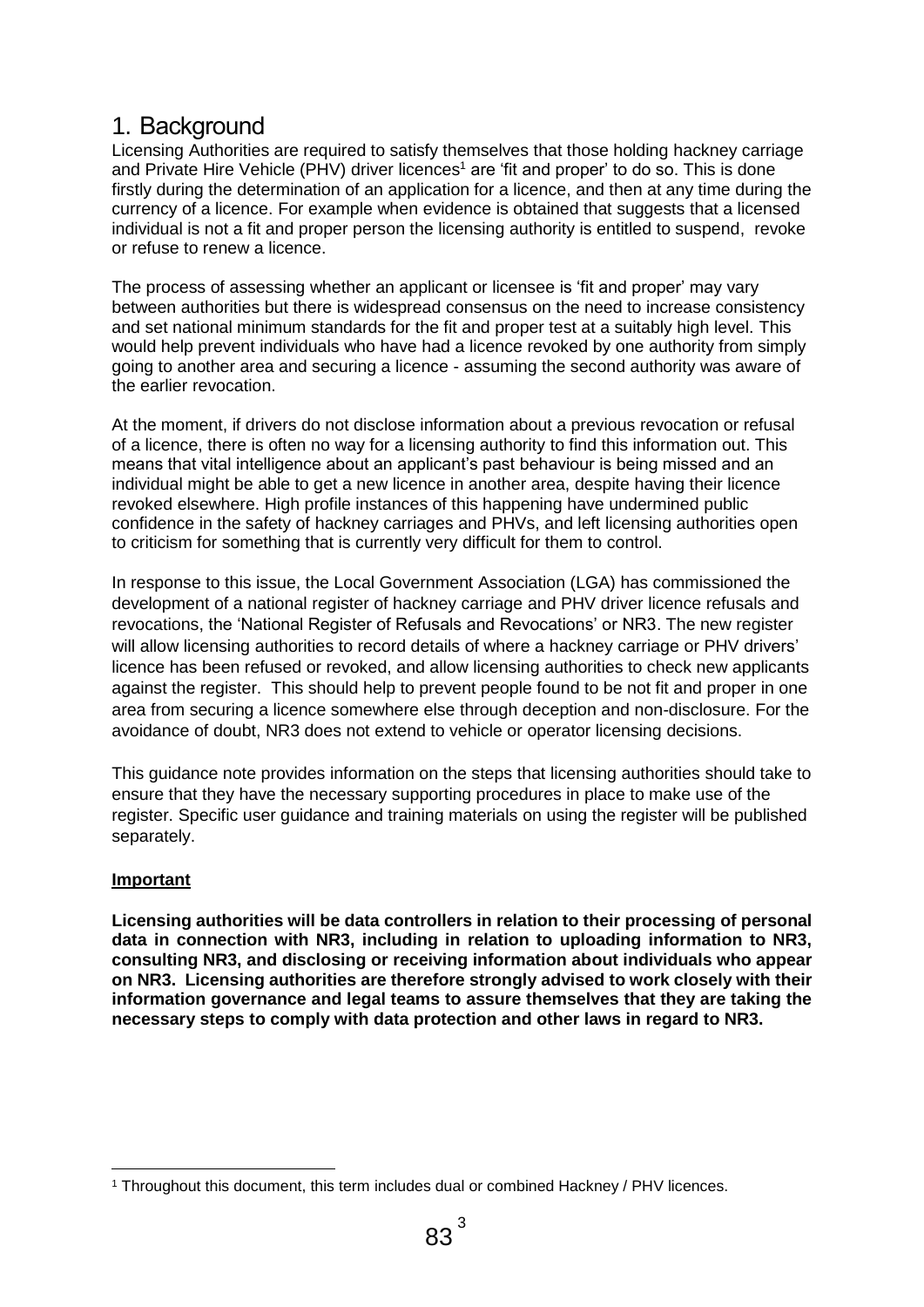# 1. Background

Licensing Authorities are required to satisfy themselves that those holding hackney carriage and Private Hire Vehicle (PHV) driver licences[1] are 'fit and proper' to do so. This is done firstly during the determination of an application for a licence, and then at any time during the currency of a licence. For example when evidence is obtained that suggests that a licensed individual is not a fit and proper person the licensing authority is entitled to suspend, revoke or refuse to renew a licence.

The process of assessing whether an applicant or licensee is 'fit and proper' may vary between authorities but there is widespread consensus on the need to increase consistency and set national minimum standards for the fit and proper test at a suitably high level. This would help prevent individuals who have had a licence revoked by one authority from simply going to another area and securing a licence - assuming the second authority was aware of the earlier revocation.

At the moment, if drivers do not disclose information about a previous revocation or refusal of a licence, there is often no way for a licensing authority to find this information out. This means that vital intelligence about an applicant's past behaviour is being missed and an individual might be able to get a new licence in another area, despite having their licence revoked elsewhere. High profile instances of this happening have undermined public confidence in the safety of hackney carriages and PHVs, and left licensing authorities open to criticism for something that is currently very difficult for them to control.

In response to this issue, the Local Government Association (LGA) has commissioned the development of a national register of hackney carriage and PHV driver licence refusals and revocations, the 'National Register of Refusals and Revocations' or NR3. The new register will allow licensing authorities to record details of where a hackney carriage or PHV drivers' licence has been refused or revoked, and allow licensing authorities to check new applicants against the register. This should help to prevent people found to be not fit and proper in one area from securing a licence somewhere else through deception and non-disclosure. For the avoidance of doubt, NR3 does not extend to vehicle or operator licensing decisions.

This guidance note provides information on the steps that licensing authorities should take to ensure that they have the necessary supporting procedures in place to make use of the register. Specific user guidance and training materials on using the register will be published separately.

**Important**

**Licensing authorities will be data controllers in relation to their processing of personal data in connection with NR3, including in relation to uploading information to NR3, consulting NR3, and disclosing or receiving information about individuals who appear on NR3. Licensing authorities are therefore strongly advised to work closely with their information governance and legal teams to assure themselves that they are taking the necessary steps to comply with data protection and other laws in regard to NR3.**

[1] Throughout this document, this term includes dual or combined Hackney / PHV licences.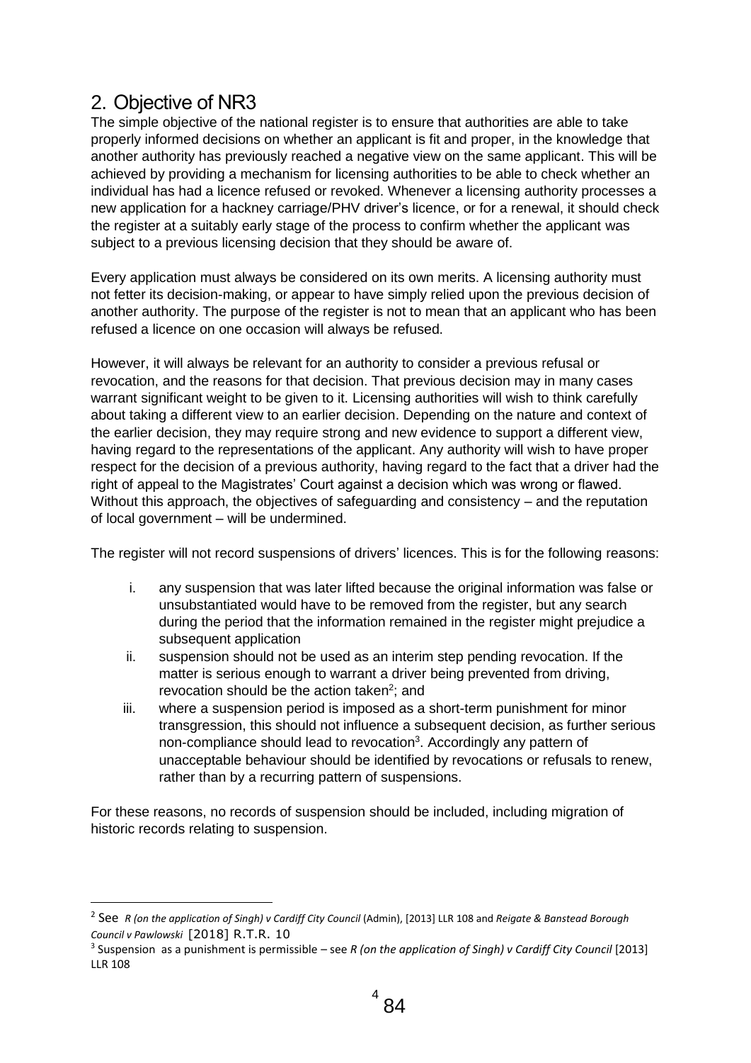## 2. Objective of NR3

The simple objective of the national register is to ensure that authorities are able to take properly informed decisions on whether an applicant is fit and proper, in the knowledge that another authority has previously reached a negative view on the same applicant. This will be achieved by providing a mechanism for licensing authorities to be able to check whether an individual has had a licence refused or revoked. Whenever a licensing authority processes a new application for a hackney carriage/PHV driver's licence, or for a renewal, it should check the register at a suitably early stage of the process to confirm whether the applicant was subject to a previous licensing decision that they should be aware of.

Every application must always be considered on its own merits. A licensing authority must not fetter its decision-making, or appear to have simply relied upon the previous decision of another authority. The purpose of the register is not to mean that an applicant who has been refused a licence on one occasion will always be refused.

However, it will always be relevant for an authority to consider a previous refusal or revocation, and the reasons for that decision. That previous decision may in many cases warrant significant weight to be given to it. Licensing authorities will wish to think carefully about taking a different view to an earlier decision. Depending on the nature and context of the earlier decision, they may require strong and new evidence to support a different view, having regard to the representations of the applicant. Any authority will wish to have proper respect for the decision of a previous authority, having regard to the fact that a driver had the right of appeal to the Magistrates' Court against a decision which was wrong or flawed. Without this approach, the objectives of safeguarding and consistency – and the reputation of local government – will be undermined.

The register will not record suspensions of drivers' licences. This is for the following reasons:

i. any suspension that was later lifted because the original information was false or unsubstantiated would have to be removed from the register, but any search during the period that the information remained in the register might prejudice a subsequent application
ii. suspension should not be used as an interim step pending revocation. If the matter is serious enough to warrant a driver being prevented from driving, revocation should be the action taken[2]; and
iii. where a suspension period is imposed as a short-term punishment for minor transgression, this should not influence a subsequent decision, as further serious non-compliance should lead to revocation[3]. Accordingly any pattern of unacceptable behaviour should be identified by revocations or refusals to renew, rather than by a recurring pattern of suspensions.

For these reasons, no records of suspension should be included, including migration of historic records relating to suspension.

---

[2] See *R (on the application of Singh) v Cardiff City Council* (Admin), [2013] LLR 108 and *Reigate & Banstead Borough Council v Pawlowski* [2018] R.T.R. 10

[3] Suspension as a punishment is permissible – see *R (on the application of Singh) v Cardiff City Council* [2013] LLR 108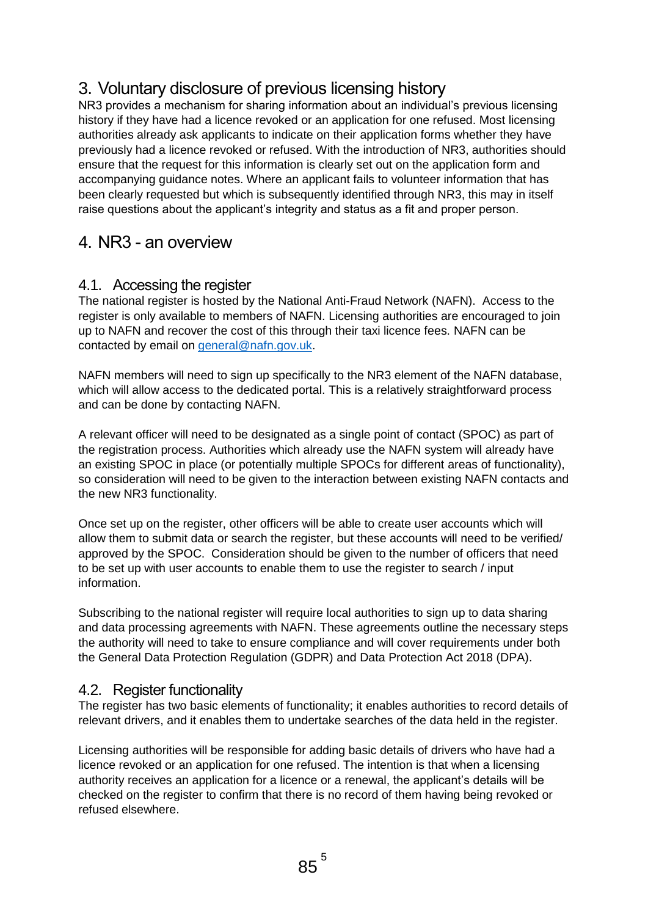## 3. Voluntary disclosure of previous licensing history

NR3 provides a mechanism for sharing information about an individual's previous licensing history if they have had a licence revoked or an application for one refused. Most licensing authorities already ask applicants to indicate on their application forms whether they have previously had a licence revoked or refused. With the introduction of NR3, authorities should ensure that the request for this information is clearly set out on the application form and accompanying guidance notes. Where an applicant fails to volunteer information that has been clearly requested but which is subsequently identified through NR3, this may in itself raise questions about the applicant's integrity and status as a fit and proper person.

## 4. NR3 - an overview

### 4.1. Accessing the register

The national register is hosted by the National Anti-Fraud Network (NAFN). Access to the register is only available to members of NAFN. Licensing authorities are encouraged to join up to NAFN and recover the cost of this through their taxi licence fees. NAFN can be contacted by email on general@nafn.gov.uk.

NAFN members will need to sign up specifically to the NR3 element of the NAFN database, which will allow access to the dedicated portal. This is a relatively straightforward process and can be done by contacting NAFN.

A relevant officer will need to be designated as a single point of contact (SPOC) as part of the registration process. Authorities which already use the NAFN system will already have an existing SPOC in place (or potentially multiple SPOCs for different areas of functionality), so consideration will need to be given to the interaction between existing NAFN contacts and the new NR3 functionality.

Once set up on the register, other officers will be able to create user accounts which will allow them to submit data or search the register, but these accounts will need to be verified/ approved by the SPOC. Consideration should be given to the number of officers that need to be set up with user accounts to enable them to use the register to search / input information.

Subscribing to the national register will require local authorities to sign up to data sharing and data processing agreements with NAFN. These agreements outline the necessary steps the authority will need to take to ensure compliance and will cover requirements under both the General Data Protection Regulation (GDPR) and Data Protection Act 2018 (DPA).

### 4.2. Register functionality

The register has two basic elements of functionality; it enables authorities to record details of relevant drivers, and it enables them to undertake searches of the data held in the register.

Licensing authorities will be responsible for adding basic details of drivers who have had a licence revoked or an application for one refused. The intention is that when a licensing authority receives an application for a licence or a renewal, the applicant's details will be checked on the register to confirm that there is no record of them having being revoked or refused elsewhere.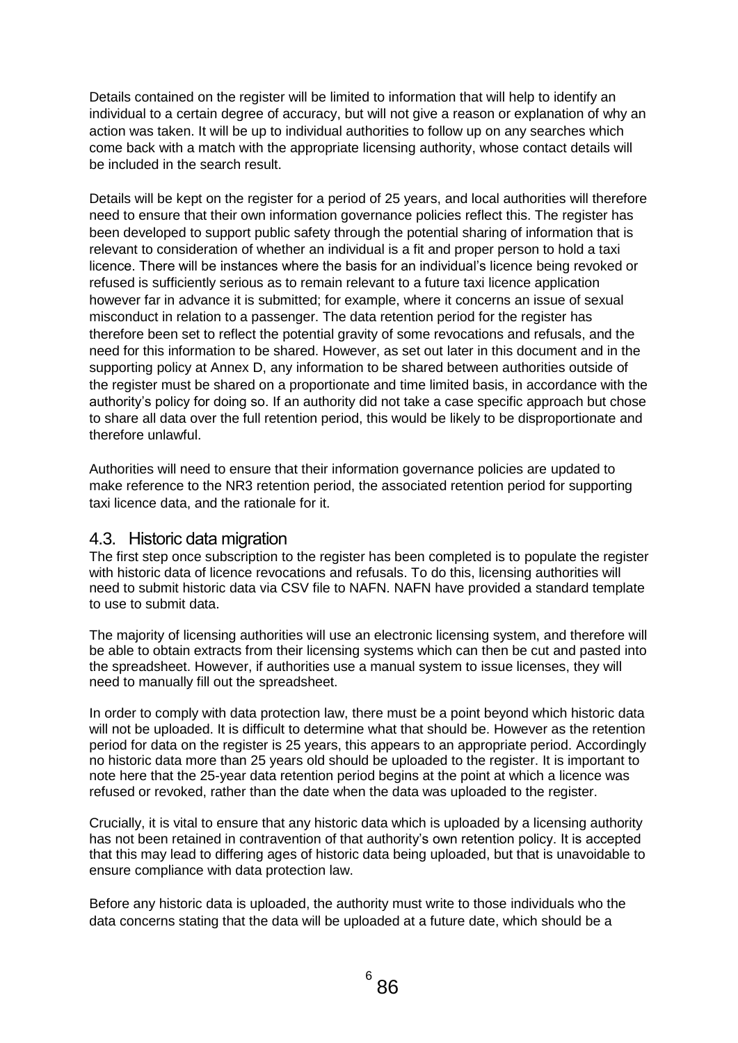Details contained on the register will be limited to information that will help to identify an individual to a certain degree of accuracy, but will not give a reason or explanation of why an action was taken. It will be up to individual authorities to follow up on any searches which come back with a match with the appropriate licensing authority, whose contact details will be included in the search result.

Details will be kept on the register for a period of 25 years, and local authorities will therefore need to ensure that their own information governance policies reflect this. The register has been developed to support public safety through the potential sharing of information that is relevant to consideration of whether an individual is a fit and proper person to hold a taxi licence. There will be instances where the basis for an individual's licence being revoked or refused is sufficiently serious as to remain relevant to a future taxi licence application however far in advance it is submitted; for example, where it concerns an issue of sexual misconduct in relation to a passenger. The data retention period for the register has therefore been set to reflect the potential gravity of some revocations and refusals, and the need for this information to be shared. However, as set out later in this document and in the supporting policy at Annex D, any information to be shared between authorities outside of the register must be shared on a proportionate and time limited basis, in accordance with the authority's policy for doing so. If an authority did not take a case specific approach but chose to share all data over the full retention period, this would be likely to be disproportionate and therefore unlawful.

Authorities will need to ensure that their information governance policies are updated to make reference to the NR3 retention period, the associated retention period for supporting taxi licence data, and the rationale for it.

## 4.3. Historic data migration

The first step once subscription to the register has been completed is to populate the register with historic data of licence revocations and refusals. To do this, licensing authorities will need to submit historic data via CSV file to NAFN. NAFN have provided a standard template to use to submit data.

The majority of licensing authorities will use an electronic licensing system, and therefore will be able to obtain extracts from their licensing systems which can then be cut and pasted into the spreadsheet. However, if authorities use a manual system to issue licenses, they will need to manually fill out the spreadsheet.

In order to comply with data protection law, there must be a point beyond which historic data will not be uploaded. It is difficult to determine what that should be. However as the retention period for data on the register is 25 years, this appears to an appropriate period. Accordingly no historic data more than 25 years old should be uploaded to the register. It is important to note here that the 25-year data retention period begins at the point at which a licence was refused or revoked, rather than the date when the data was uploaded to the register.

Crucially, it is vital to ensure that any historic data which is uploaded by a licensing authority has not been retained in contravention of that authority's own retention policy. It is accepted that this may lead to differing ages of historic data being uploaded, but that is unavoidable to ensure compliance with data protection law.

Before any historic data is uploaded, the authority must write to those individuals who the data concerns stating that the data will be uploaded at a future date, which should be a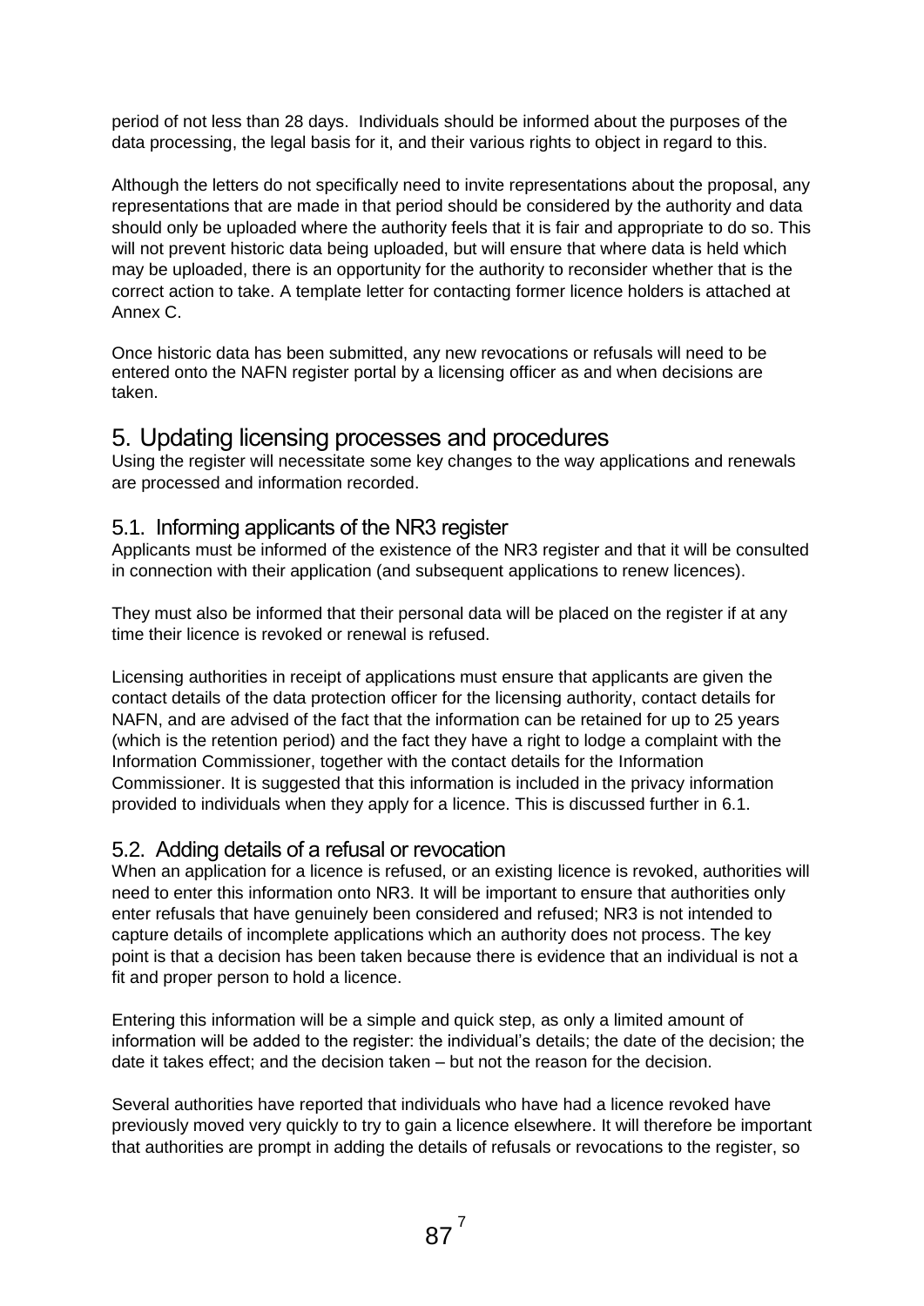period of not less than 28 days. Individuals should be informed about the purposes of the data processing, the legal basis for it, and their various rights to object in regard to this.

Although the letters do not specifically need to invite representations about the proposal, any representations that are made in that period should be considered by the authority and data should only be uploaded where the authority feels that it is fair and appropriate to do so. This will not prevent historic data being uploaded, but will ensure that where data is held which may be uploaded, there is an opportunity for the authority to reconsider whether that is the correct action to take. A template letter for contacting former licence holders is attached at Annex C.

Once historic data has been submitted, any new revocations or refusals will need to be entered onto the NAFN register portal by a licensing officer as and when decisions are taken.

## 5. Updating licensing processes and procedures

Using the register will necessitate some key changes to the way applications and renewals are processed and information recorded.

### 5.1. Informing applicants of the NR3 register

Applicants must be informed of the existence of the NR3 register and that it will be consulted in connection with their application (and subsequent applications to renew licences).

They must also be informed that their personal data will be placed on the register if at any time their licence is revoked or renewal is refused.

Licensing authorities in receipt of applications must ensure that applicants are given the contact details of the data protection officer for the licensing authority, contact details for NAFN, and are advised of the fact that the information can be retained for up to 25 years (which is the retention period) and the fact they have a right to lodge a complaint with the Information Commissioner, together with the contact details for the Information Commissioner. It is suggested that this information is included in the privacy information provided to individuals when they apply for a licence. This is discussed further in 6.1.

### 5.2. Adding details of a refusal or revocation

When an application for a licence is refused, or an existing licence is revoked, authorities will need to enter this information onto NR3. It will be important to ensure that authorities only enter refusals that have genuinely been considered and refused; NR3 is not intended to capture details of incomplete applications which an authority does not process. The key point is that a decision has been taken because there is evidence that an individual is not a fit and proper person to hold a licence.

Entering this information will be a simple and quick step, as only a limited amount of information will be added to the register: the individual's details; the date of the decision; the date it takes effect; and the decision taken – but not the reason for the decision.

Several authorities have reported that individuals who have had a licence revoked have previously moved very quickly to try to gain a licence elsewhere. It will therefore be important that authorities are prompt in adding the details of refusals or revocations to the register, so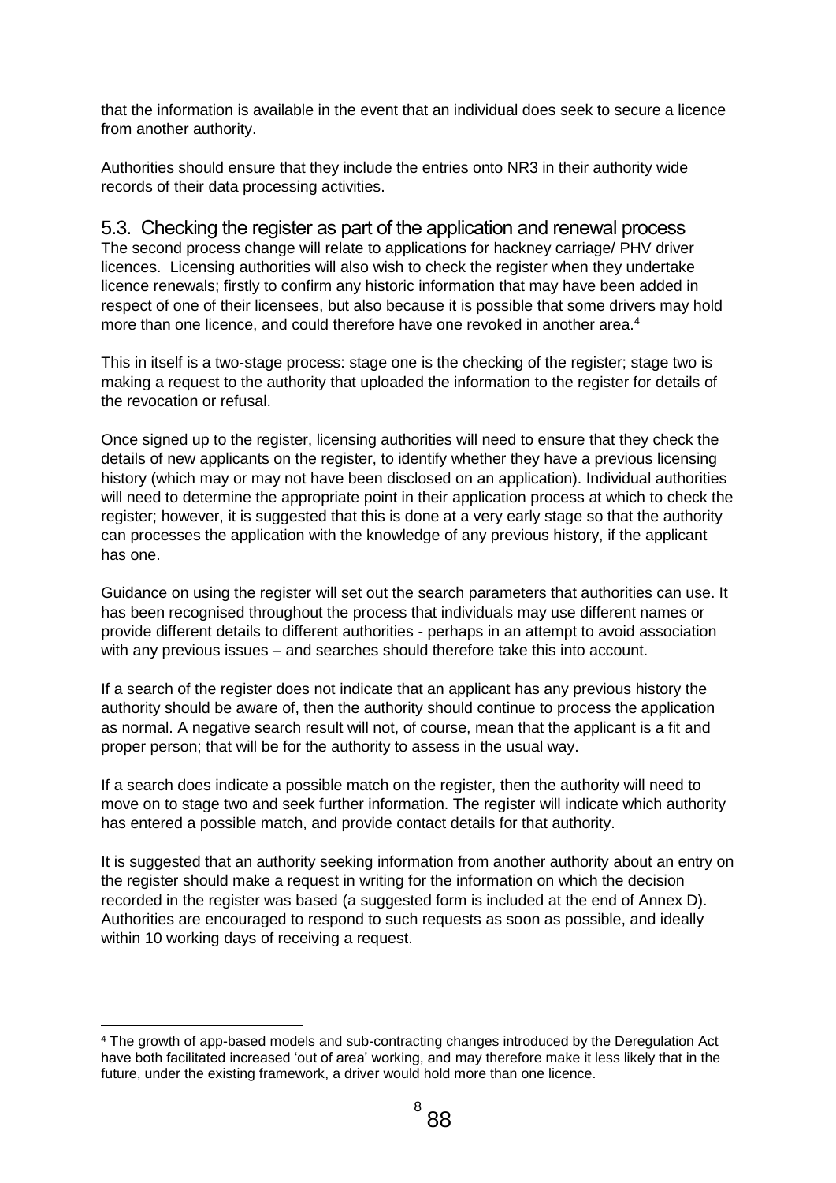that the information is available in the event that an individual does seek to secure a licence from another authority.

Authorities should ensure that they include the entries onto NR3 in their authority wide records of their data processing activities.

## 5.3. Checking the register as part of the application and renewal process

The second process change will relate to applications for hackney carriage/ PHV driver licences. Licensing authorities will also wish to check the register when they undertake licence renewals; firstly to confirm any historic information that may have been added in respect of one of their licensees, but also because it is possible that some drivers may hold more than one licence, and could therefore have one revoked in another area.[4]

This in itself is a two-stage process: stage one is the checking of the register; stage two is making a request to the authority that uploaded the information to the register for details of the revocation or refusal.

Once signed up to the register, licensing authorities will need to ensure that they check the details of new applicants on the register, to identify whether they have a previous licensing history (which may or may not have been disclosed on an application). Individual authorities will need to determine the appropriate point in their application process at which to check the register; however, it is suggested that this is done at a very early stage so that the authority can processes the application with the knowledge of any previous history, if the applicant has one.

Guidance on using the register will set out the search parameters that authorities can use. It has been recognised throughout the process that individuals may use different names or provide different details to different authorities - perhaps in an attempt to avoid association with any previous issues – and searches should therefore take this into account.

If a search of the register does not indicate that an applicant has any previous history the authority should be aware of, then the authority should continue to process the application as normal. A negative search result will not, of course, mean that the applicant is a fit and proper person; that will be for the authority to assess in the usual way.

If a search does indicate a possible match on the register, then the authority will need to move on to stage two and seek further information. The register will indicate which authority has entered a possible match, and provide contact details for that authority.

It is suggested that an authority seeking information from another authority about an entry on the register should make a request in writing for the information on which the decision recorded in the register was based (a suggested form is included at the end of Annex D). Authorities are encouraged to respond to such requests as soon as possible, and ideally within 10 working days of receiving a request.

---

[4] The growth of app-based models and sub-contracting changes introduced by the Deregulation Act have both facilitated increased 'out of area' working, and may therefore make it less likely that in the future, under the existing framework, a driver would hold more than one licence.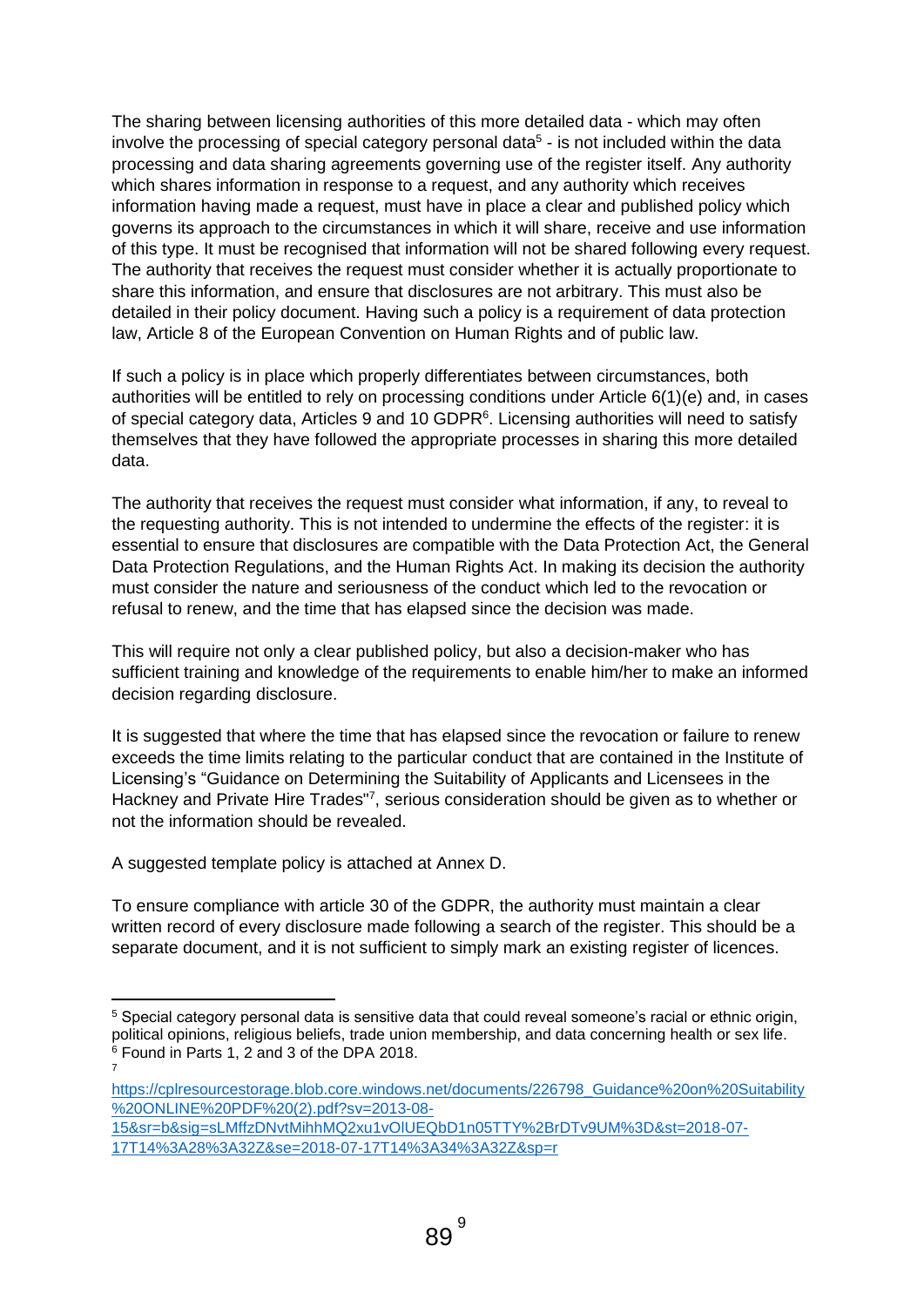The sharing between licensing authorities of this more detailed data - which may often involve the processing of special category personal data[5] - is not included within the data processing and data sharing agreements governing use of the register itself. Any authority which shares information in response to a request, and any authority which receives information having made a request, must have in place a clear and published policy which governs its approach to the circumstances in which it will share, receive and use information of this type. It must be recognised that information will not be shared following every request. The authority that receives the request must consider whether it is actually proportionate to share this information, and ensure that disclosures are not arbitrary. This must also be detailed in their policy document. Having such a policy is a requirement of data protection law, Article 8 of the European Convention on Human Rights and of public law.

If such a policy is in place which properly differentiates between circumstances, both authorities will be entitled to rely on processing conditions under Article 6(1)(e) and, in cases of special category data, Articles 9 and 10 GDPR[6]. Licensing authorities will need to satisfy themselves that they have followed the appropriate processes in sharing this more detailed data.

The authority that receives the request must consider what information, if any, to reveal to the requesting authority. This is not intended to undermine the effects of the register: it is essential to ensure that disclosures are compatible with the Data Protection Act, the General Data Protection Regulations, and the Human Rights Act. In making its decision the authority must consider the nature and seriousness of the conduct which led to the revocation or refusal to renew, and the time that has elapsed since the decision was made.

This will require not only a clear published policy, but also a decision-maker who has sufficient training and knowledge of the requirements to enable him/her to make an informed decision regarding disclosure.

It is suggested that where the time that has elapsed since the revocation or failure to renew exceeds the time limits relating to the particular conduct that are contained in the Institute of Licensing's "Guidance on Determining the Suitability of Applicants and Licensees in the Hackney and Private Hire Trades"[7], serious consideration should be given as to whether or not the information should be revealed.

A suggested template policy is attached at Annex D.

To ensure compliance with article 30 of the GDPR, the authority must maintain a clear written record of every disclosure made following a search of the register. This should be a separate document, and it is not sufficient to simply mark an existing register of licences.

---

[5] Special category personal data is sensitive data that could reveal someone's racial or ethnic origin, political opinions, religious beliefs, trade union membership, and data concerning health or sex life.

[6] Found in Parts 1, 2 and 3 of the DPA 2018.

[7] https://cplresourcestorage.blob.core.windows.net/documents/226798_Guidance%20on%20Suitability%20ONLINE%20PDF%20(2).pdf?sv=2013-08-15&sr=b&sig=sLMffzDNvtMihhMQ2xu1vOlUEQbD1n05TTY%2BrDTv9UM%3D&st=2018-07-17T14%3A28%3A32Z&se=2018-07-17T14%3A34%3A32Z&sp=r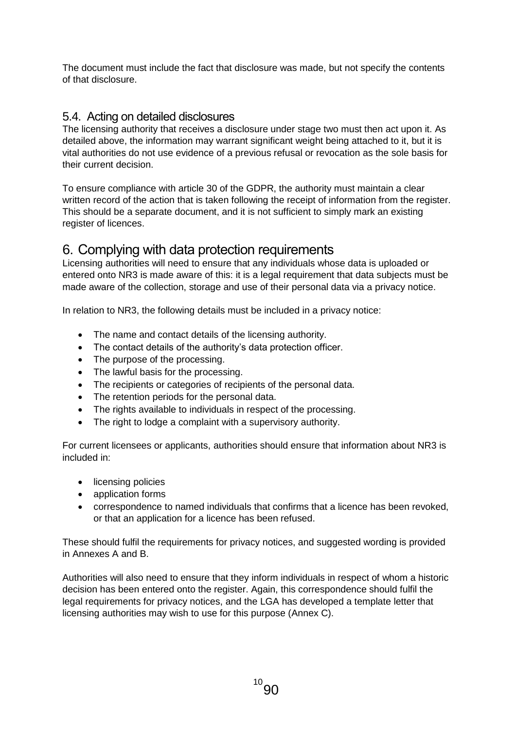The document must include the fact that disclosure was made, but not specify the contents of that disclosure.

### 5.4. Acting on detailed disclosures

The licensing authority that receives a disclosure under stage two must then act upon it. As detailed above, the information may warrant significant weight being attached to it, but it is vital authorities do not use evidence of a previous refusal or revocation as the sole basis for their current decision.

To ensure compliance with article 30 of the GDPR, the authority must maintain a clear written record of the action that is taken following the receipt of information from the register. This should be a separate document, and it is not sufficient to simply mark an existing register of licences.

## 6. Complying with data protection requirements

Licensing authorities will need to ensure that any individuals whose data is uploaded or entered onto NR3 is made aware of this: it is a legal requirement that data subjects must be made aware of the collection, storage and use of their personal data via a privacy notice.

In relation to NR3, the following details must be included in a privacy notice:

- The name and contact details of the licensing authority.
- The contact details of the authority's data protection officer.
- The purpose of the processing.
- The lawful basis for the processing.
- The recipients or categories of recipients of the personal data.
- The retention periods for the personal data.
- The rights available to individuals in respect of the processing.
- The right to lodge a complaint with a supervisory authority.

For current licensees or applicants, authorities should ensure that information about NR3 is included in:

- licensing policies
- application forms
- correspondence to named individuals that confirms that a licence has been revoked, or that an application for a licence has been refused.

These should fulfil the requirements for privacy notices, and suggested wording is provided in Annexes A and B.

Authorities will also need to ensure that they inform individuals in respect of whom a historic decision has been entered onto the register. Again, this correspondence should fulfil the legal requirements for privacy notices, and the LGA has developed a template letter that licensing authorities may wish to use for this purpose (Annex C).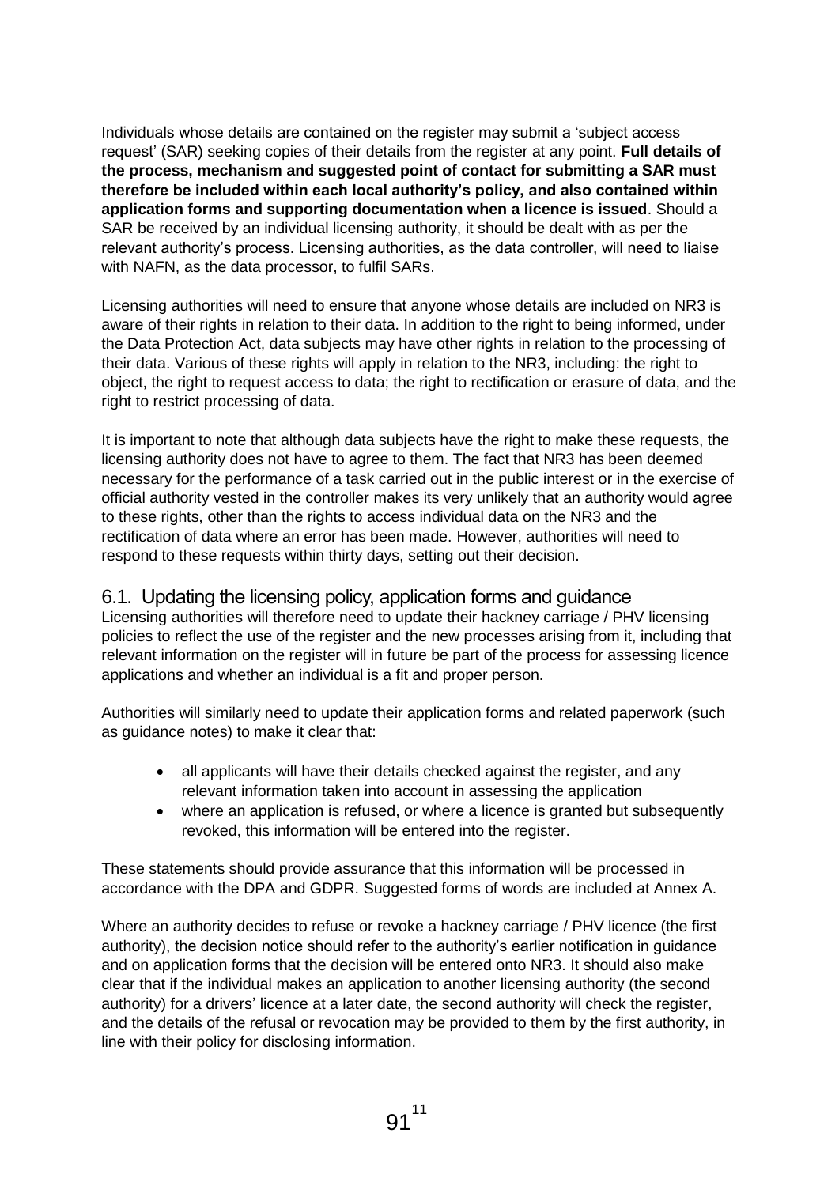Individuals whose details are contained on the register may submit a 'subject access request' (SAR) seeking copies of their details from the register at any point. **Full details of the process, mechanism and suggested point of contact for submitting a SAR must therefore be included within each local authority's policy, and also contained within application forms and supporting documentation when a licence is issued**. Should a SAR be received by an individual licensing authority, it should be dealt with as per the relevant authority's process. Licensing authorities, as the data controller, will need to liaise with NAFN, as the data processor, to fulfil SARs.

Licensing authorities will need to ensure that anyone whose details are included on NR3 is aware of their rights in relation to their data. In addition to the right to being informed, under the Data Protection Act, data subjects may have other rights in relation to the processing of their data. Various of these rights will apply in relation to the NR3, including: the right to object, the right to request access to data; the right to rectification or erasure of data, and the right to restrict processing of data.

It is important to note that although data subjects have the right to make these requests, the licensing authority does not have to agree to them. The fact that NR3 has been deemed necessary for the performance of a task carried out in the public interest or in the exercise of official authority vested in the controller makes its very unlikely that an authority would agree to these rights, other than the rights to access individual data on the NR3 and the rectification of data where an error has been made. However, authorities will need to respond to these requests within thirty days, setting out their decision.

## 6.1. Updating the licensing policy, application forms and guidance

Licensing authorities will therefore need to update their hackney carriage / PHV licensing policies to reflect the use of the register and the new processes arising from it, including that relevant information on the register will in future be part of the process for assessing licence applications and whether an individual is a fit and proper person.

Authorities will similarly need to update their application forms and related paperwork (such as guidance notes) to make it clear that:

- all applicants will have their details checked against the register, and any relevant information taken into account in assessing the application
- where an application is refused, or where a licence is granted but subsequently revoked, this information will be entered into the register.

These statements should provide assurance that this information will be processed in accordance with the DPA and GDPR. Suggested forms of words are included at Annex A.

Where an authority decides to refuse or revoke a hackney carriage / PHV licence (the first authority), the decision notice should refer to the authority's earlier notification in guidance and on application forms that the decision will be entered onto NR3. It should also make clear that if the individual makes an application to another licensing authority (the second authority) for a drivers' licence at a later date, the second authority will check the register, and the details of the refusal or revocation may be provided to them by the first authority, in line with their policy for disclosing information.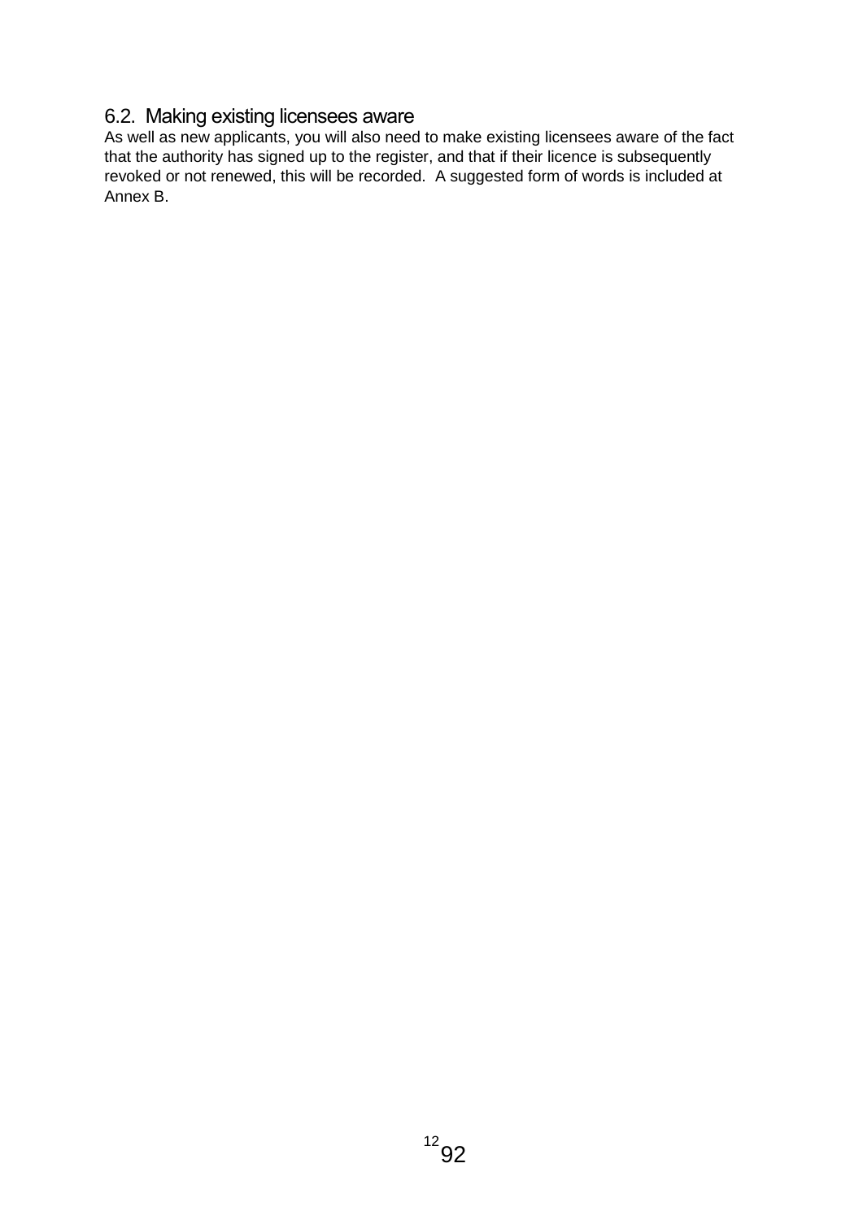## 6.2. Making existing licensees aware

As well as new applicants, you will also need to make existing licensees aware of the fact that the authority has signed up to the register, and that if their licence is subsequently revoked or not renewed, this will be recorded. A suggested form of words is included at Annex B.